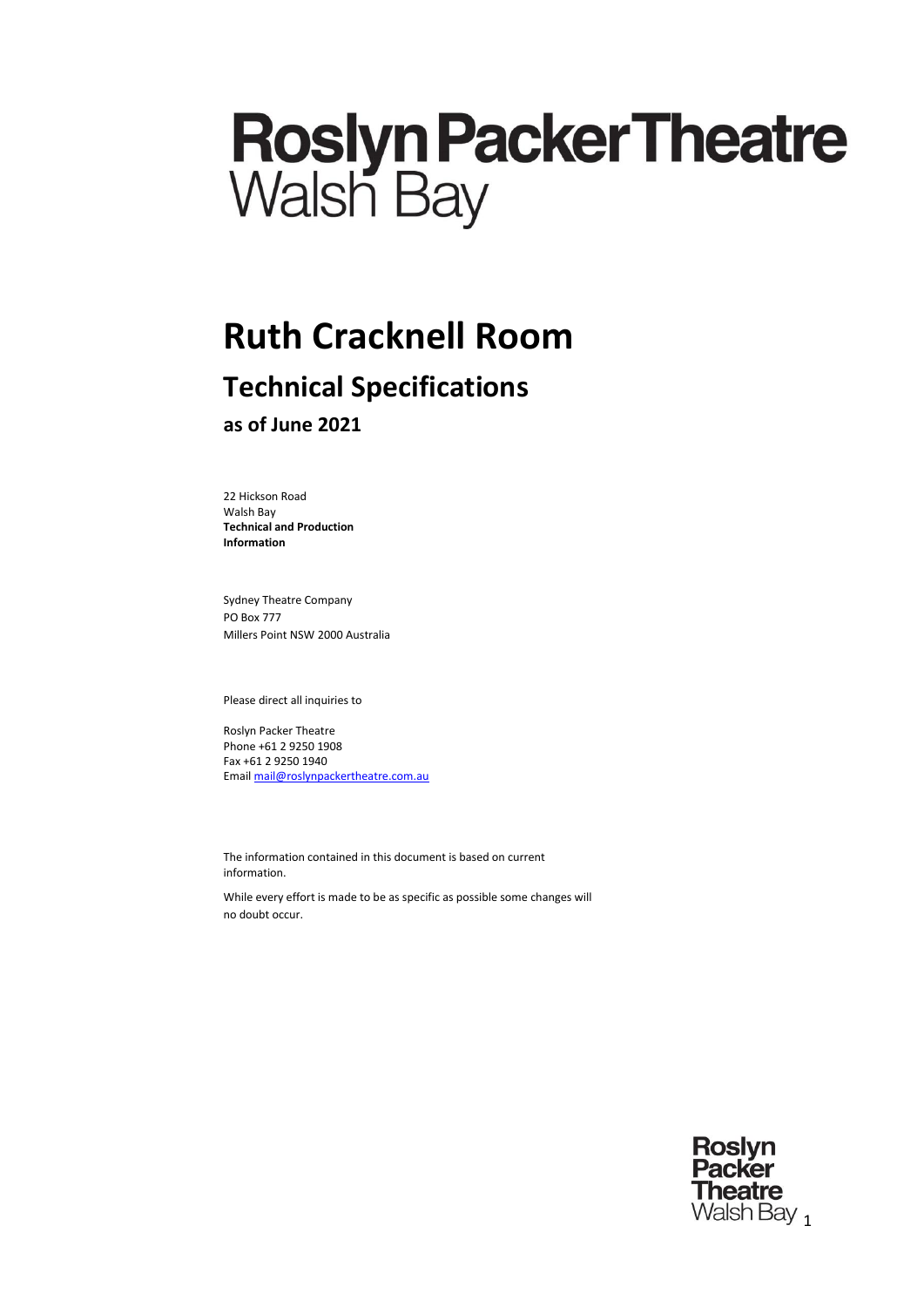# Roslyn Packer Theatre
Walsh Bay

# Ruth Cracknell Room

## Technical Specifications

### as of June 2021

22 Hickson Road
Walsh Bay
**Technical and Production Information**

Sydney Theatre Company
PO Box 777
Millers Point NSW 2000 Australia

Please direct all inquiries to

Roslyn Packer Theatre
Phone +61 2 9250 1908
Fax +61 2 9250 1940
Email mail@roslynpackertheatre.com.au

The information contained in this document is based on current information.

While every effort is made to be as specific as possible some changes will no doubt occur.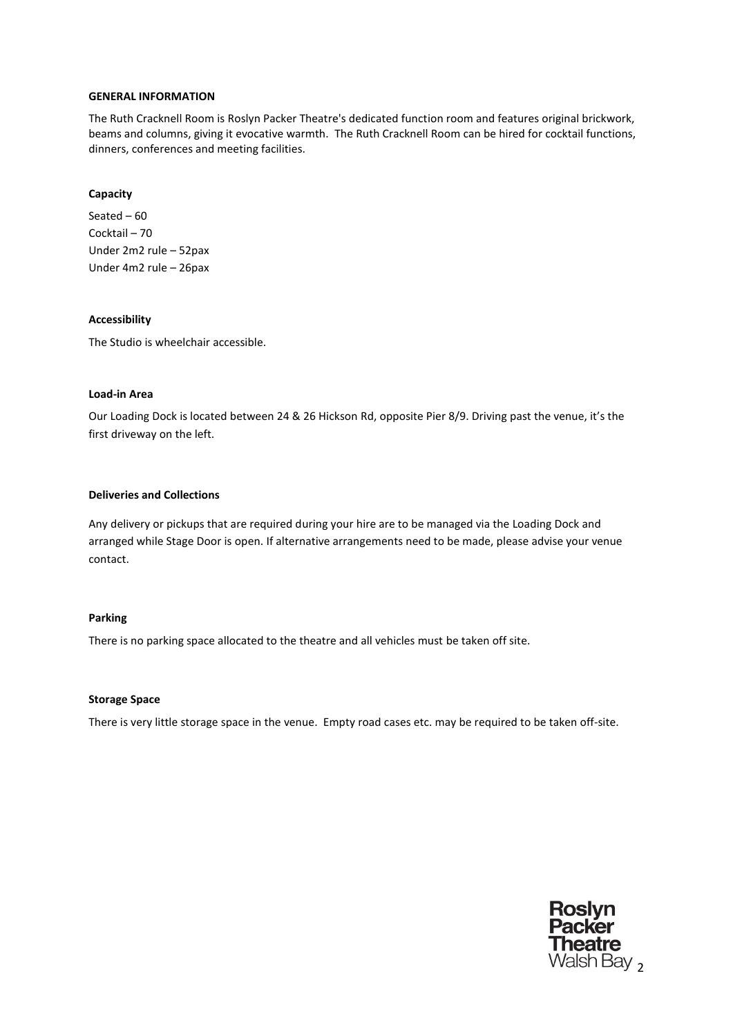## GENERAL INFORMATION

The Ruth Cracknell Room is Roslyn Packer Theatre's dedicated function room and features original brickwork, beams and columns, giving it evocative warmth. The Ruth Cracknell Room can be hired for cocktail functions, dinners, conferences and meeting facilities.

### Capacity

Seated – 60
Cocktail – 70
Under 2m2 rule – 52pax
Under 4m2 rule – 26pax

### Accessibility

The Studio is wheelchair accessible.

### Load-in Area

Our Loading Dock is located between 24 & 26 Hickson Rd, opposite Pier 8/9. Driving past the venue, it's the first driveway on the left.

### Deliveries and Collections

Any delivery or pickups that are required during your hire are to be managed via the Loading Dock and arranged while Stage Door is open. If alternative arrangements need to be made, please advise your venue contact.

### Parking

There is no parking space allocated to the theatre and all vehicles must be taken off site.

### Storage Space

There is very little storage space in the venue. Empty road cases etc. may be required to be taken off-site.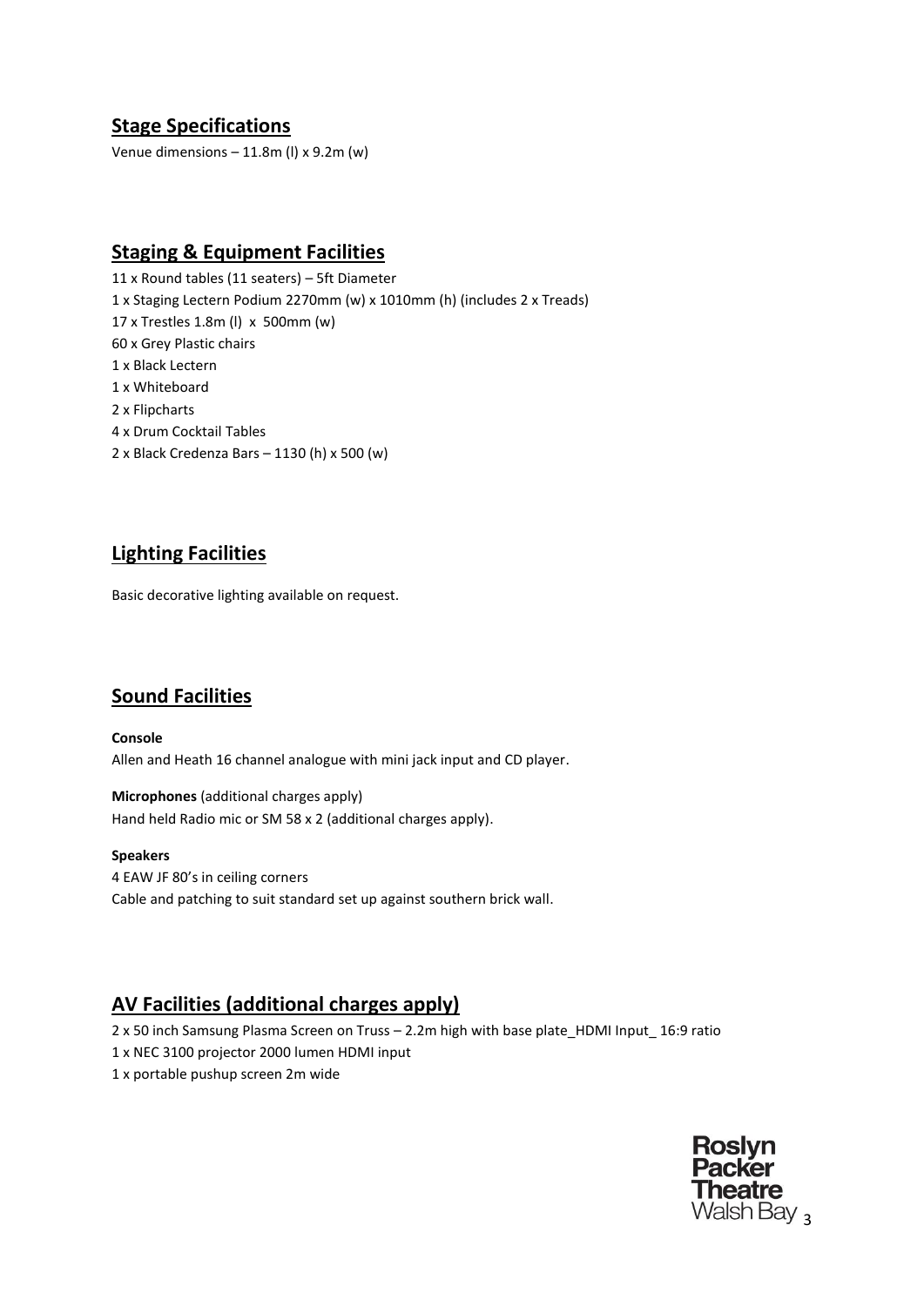## Stage Specifications

Venue dimensions – 11.8m (l) x 9.2m (w)

## Staging & Equipment Facilities

11 x Round tables (11 seaters) – 5ft Diameter
1 x Staging Lectern Podium 2270mm (w) x 1010mm (h) (includes 2 x Treads)
17 x Trestles 1.8m (l) x 500mm (w)
60 x Grey Plastic chairs
1 x Black Lectern
1 x Whiteboard
2 x Flipcharts
4 x Drum Cocktail Tables
2 x Black Credenza Bars – 1130 (h) x 500 (w)

## Lighting Facilities

Basic decorative lighting available on request.

## Sound Facilities

**Console**
Allen and Heath 16 channel analogue with mini jack input and CD player.

**Microphones** (additional charges apply)
Hand held Radio mic or SM 58 x 2 (additional charges apply).

**Speakers**
4 EAW JF 80's in ceiling corners
Cable and patching to suit standard set up against southern brick wall.

## AV Facilities (additional charges apply)

2 x 50 inch Samsung Plasma Screen on Truss – 2.2m high with base plate_HDMI Input_ 16:9 ratio
1 x NEC 3100 projector 2000 lumen HDMI input
1 x portable pushup screen 2m wide

Roslyn Packer Theatre Walsh Bay